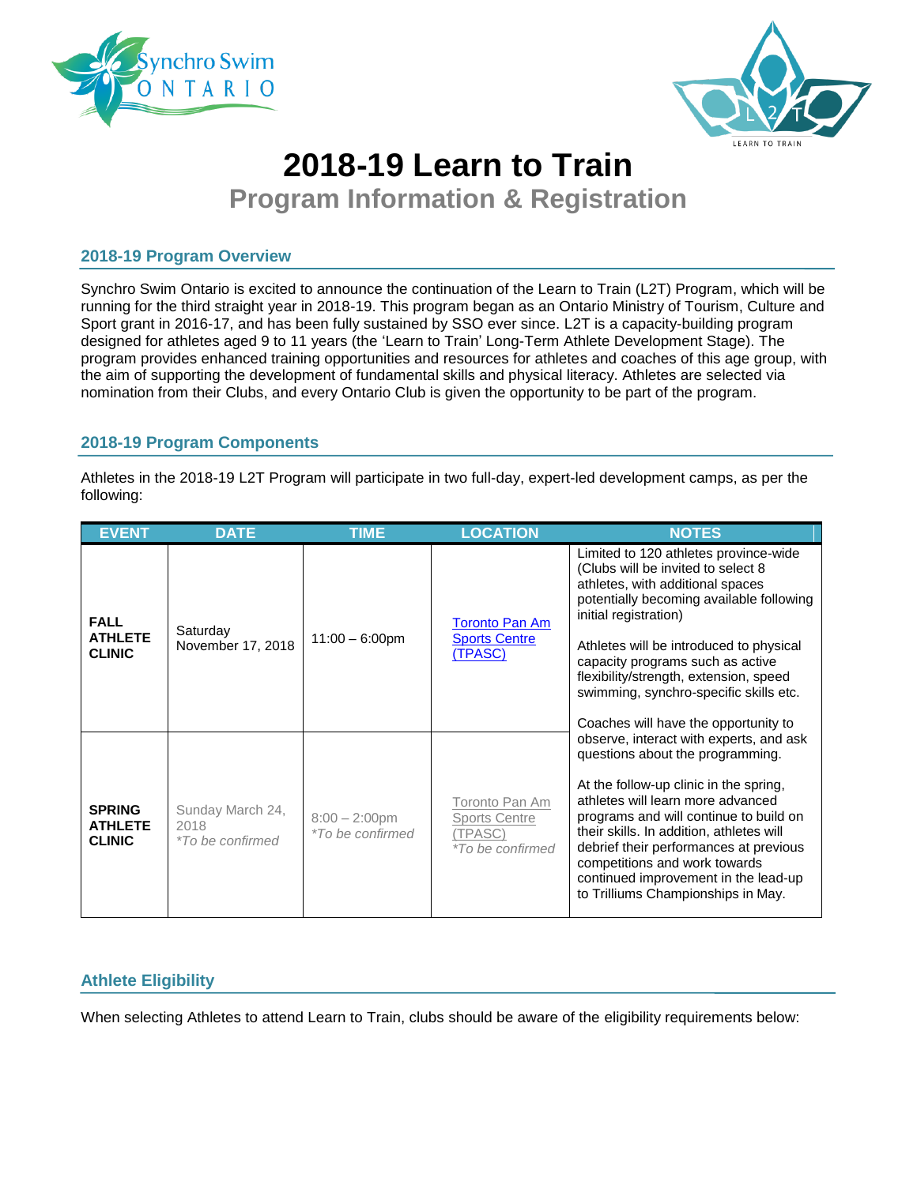# 2018-19 Learn to Train

## Program Information & Registration

### 2018-19 Program Overview

Synchro Swim Ontario is excited to announce the continuation of the Learn to Train (L2T) Program, which will be running for the third straight year in 2018-19. This program began as an Ontario Ministry of Tourism, Culture and Sport grant in 2016-17, and has been fully sustained by SSO ever since. L2T is a capacity-building program designed for athletes aged 9 to 11 years (the 'Learn to Train' Long-Term Athlete Development Stage). The program provides enhanced training opportunities and resources for athletes and coaches of this age group, with the aim of supporting the development of fundamental skills and physical literacy. Athletes are selected via nomination from their Clubs, and every Ontario Club is given the opportunity to be part of the program.

### 2018-19 Program Components

Athletes in the 2018-19 L2T Program will participate in two full-day, expert-led development camps, as per the following:

| EVENT | DATE | TIME | LOCATION | NOTES |
|---|---|---|---|---|
| **FALL ATHLETE CLINIC** | Saturday November 17, 2018 | 11:00 – 6:00pm | Toronto Pan Am Sports Centre (TPASC) | Limited to 120 athletes province-wide (Clubs will be invited to select 8 athletes, with additional spaces potentially becoming available following initial registration)<br><br>Athletes will be introduced to physical capacity programs such as active flexibility/strength, extension, speed swimming, synchro-specific skills etc.<br><br>Coaches will have the opportunity to observe, interact with experts, and ask questions about the programming.<br><br>At the follow-up clinic in the spring, athletes will learn more advanced programs and will continue to build on their skills. In addition, athletes will debrief their performances at previous competitions and work towards continued improvement in the lead-up to Trilliums Championships in May. |
| **SPRING ATHLETE CLINIC** | Sunday March 24, 2018<br>*\*To be confirmed* | 8:00 – 2:00pm<br>*\*To be confirmed* | Toronto Pan Am Sports Centre (TPASC)<br>*\*To be confirmed* | |

### Athlete Eligibility

When selecting Athletes to attend Learn to Train, clubs should be aware of the eligibility requirements below: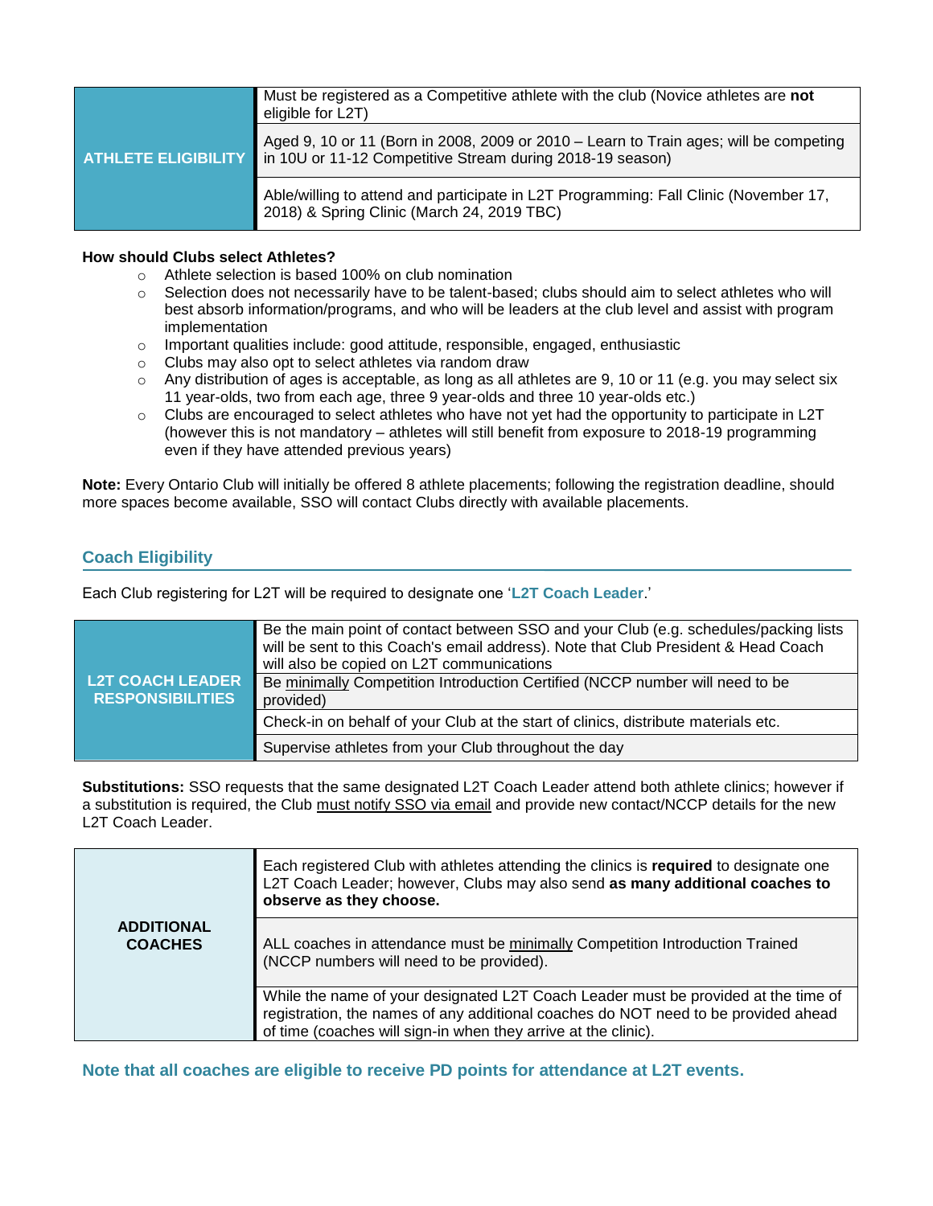| | |
|---|---|
| **ATHLETE ELIGIBILITY** | Must be registered as a Competitive athlete with the club (Novice athletes are **not** eligible for L2T) |
| | Aged 9, 10 or 11 (Born in 2008, 2009 or 2010 – Learn to Train ages; will be competing in 10U or 11-12 Competitive Stream during 2018-19 season) |
| | Able/willing to attend and participate in L2T Programming: Fall Clinic (November 17, 2018) & Spring Clinic (March 24, 2019 TBC) |

**How should Clubs select Athletes?**

- Athlete selection is based 100% on club nomination
- Selection does not necessarily have to be talent-based; clubs should aim to select athletes who will best absorb information/programs, and who will be leaders at the club level and assist with program implementation
- Important qualities include: good attitude, responsible, engaged, enthusiastic
- Clubs may also opt to select athletes via random draw
- Any distribution of ages is acceptable, as long as all athletes are 9, 10 or 11 (e.g. you may select six 11 year-olds, two from each age, three 9 year-olds and three 10 year-olds etc.)
- Clubs are encouraged to select athletes who have not yet had the opportunity to participate in L2T (however this is not mandatory – athletes will still benefit from exposure to 2018-19 programming even if they have attended previous years)

**Note:** Every Ontario Club will initially be offered 8 athlete placements; following the registration deadline, should more spaces become available, SSO will contact Clubs directly with available placements.

## Coach Eligibility

Each Club registering for L2T will be required to designate one '**L2T Coach Leader**.'

| | |
|---|---|
| **L2T COACH LEADER RESPONSIBILITIES** | Be the main point of contact between SSO and your Club (e.g. schedules/packing lists will be sent to this Coach's email address). Note that Club President & Head Coach will also be copied on L2T communications |
| | Be minimally Competition Introduction Certified (NCCP number will need to be provided) |
| | Check-in on behalf of your Club at the start of clinics, distribute materials etc. |
| | Supervise athletes from your Club throughout the day |

**Substitutions:** SSO requests that the same designated L2T Coach Leader attend both athlete clinics; however if a substitution is required, the Club must notify SSO via email and provide new contact/NCCP details for the new L2T Coach Leader.

| | |
|---|---|
| **ADDITIONAL COACHES** | Each registered Club with athletes attending the clinics is **required** to designate one L2T Coach Leader; however, Clubs may also send **as many additional coaches to observe as they choose.** |
| | ALL coaches in attendance must be minimally Competition Introduction Trained (NCCP numbers will need to be provided). |
| | While the name of your designated L2T Coach Leader must be provided at the time of registration, the names of any additional coaches do NOT need to be provided ahead of time (coaches will sign-in when they arrive at the clinic). |

**Note that all coaches are eligible to receive PD points for attendance at L2T events.**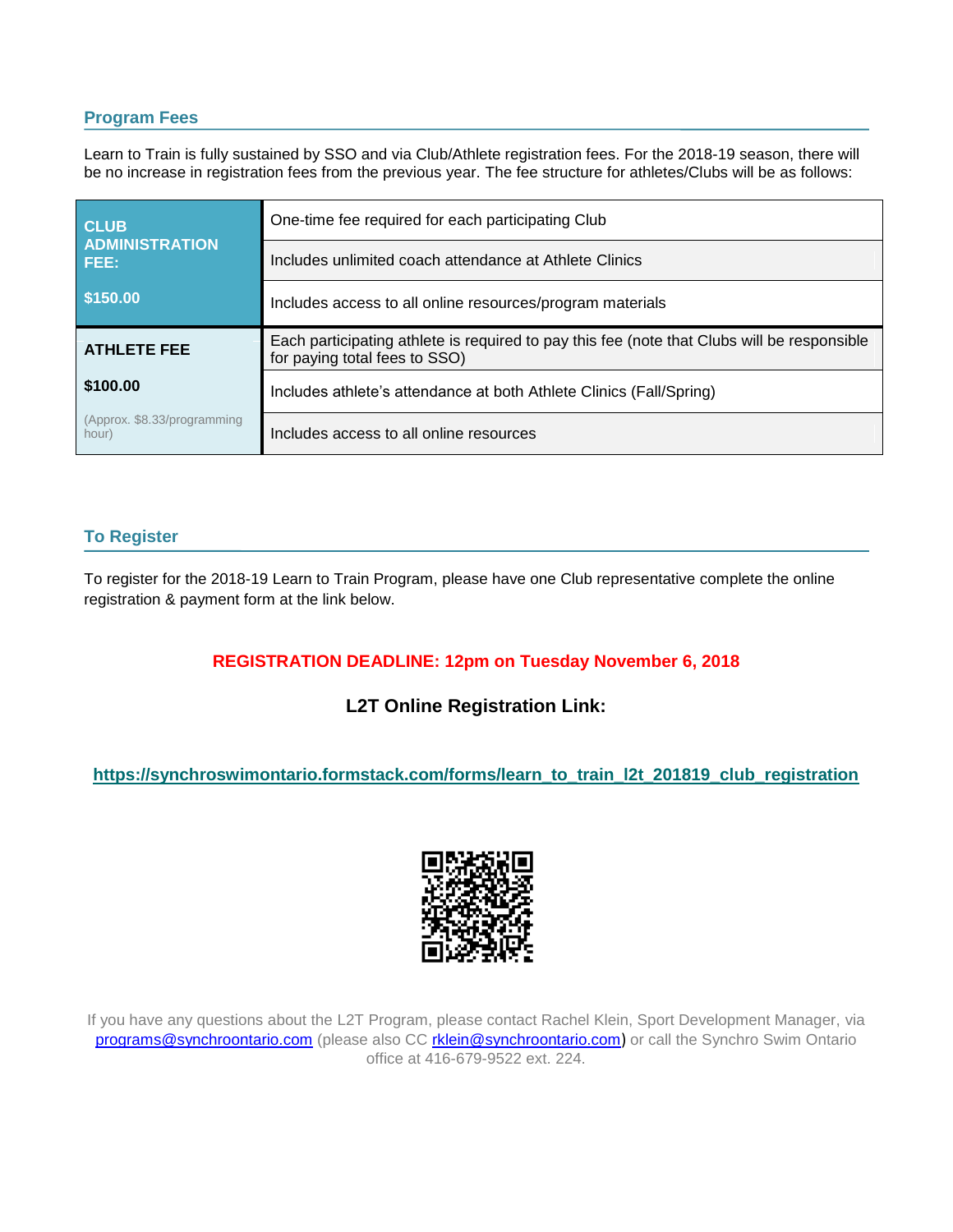## Program Fees

Learn to Train is fully sustained by SSO and via Club/Athlete registration fees. For the 2018-19 season, there will be no increase in registration fees from the previous year. The fee structure for athletes/Clubs will be as follows:

| | |
|---|---|
| **CLUB ADMINISTRATION FEE:** **$150.00** | One-time fee required for each participating Club |
| | Includes unlimited coach attendance at Athlete Clinics |
| | Includes access to all online resources/program materials |
| **ATHLETE FEE** **$100.00** (Approx. $8.33/programming hour) | Each participating athlete is required to pay this fee (note that Clubs will be responsible for paying total fees to SSO) |
| | Includes athlete's attendance at both Athlete Clinics (Fall/Spring) |
| | Includes access to all online resources |

## To Register

To register for the 2018-19 Learn to Train Program, please have one Club representative complete the online registration & payment form at the link below.

**REGISTRATION DEADLINE: 12pm on Tuesday November 6, 2018**

**L2T Online Registration Link:**

**https://synchroswimontario.formstack.com/forms/learn_to_train_l2t_201819_club_registration**

If you have any questions about the L2T Program, please contact Rachel Klein, Sport Development Manager, via programs@synchroontario.com (please also CC rklein@synchroontario.com) or call the Synchro Swim Ontario office at 416-679-9522 ext. 224.